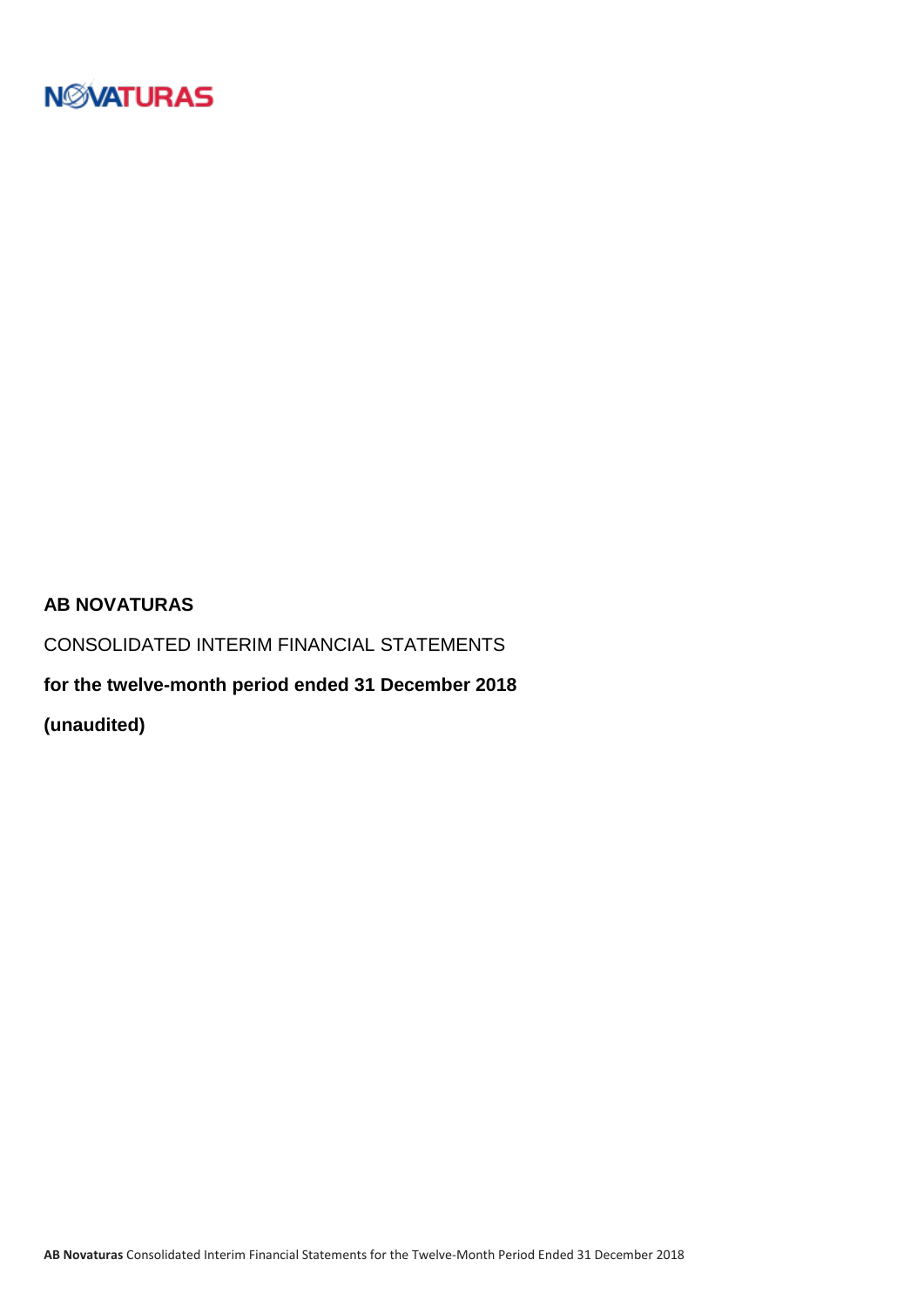NOVATURAS

**AB NOVATURAS**

CONSOLIDATED INTERIM FINANCIAL STATEMENTS

**for the twelve-month period ended 31 December 2018**

**(unaudited)**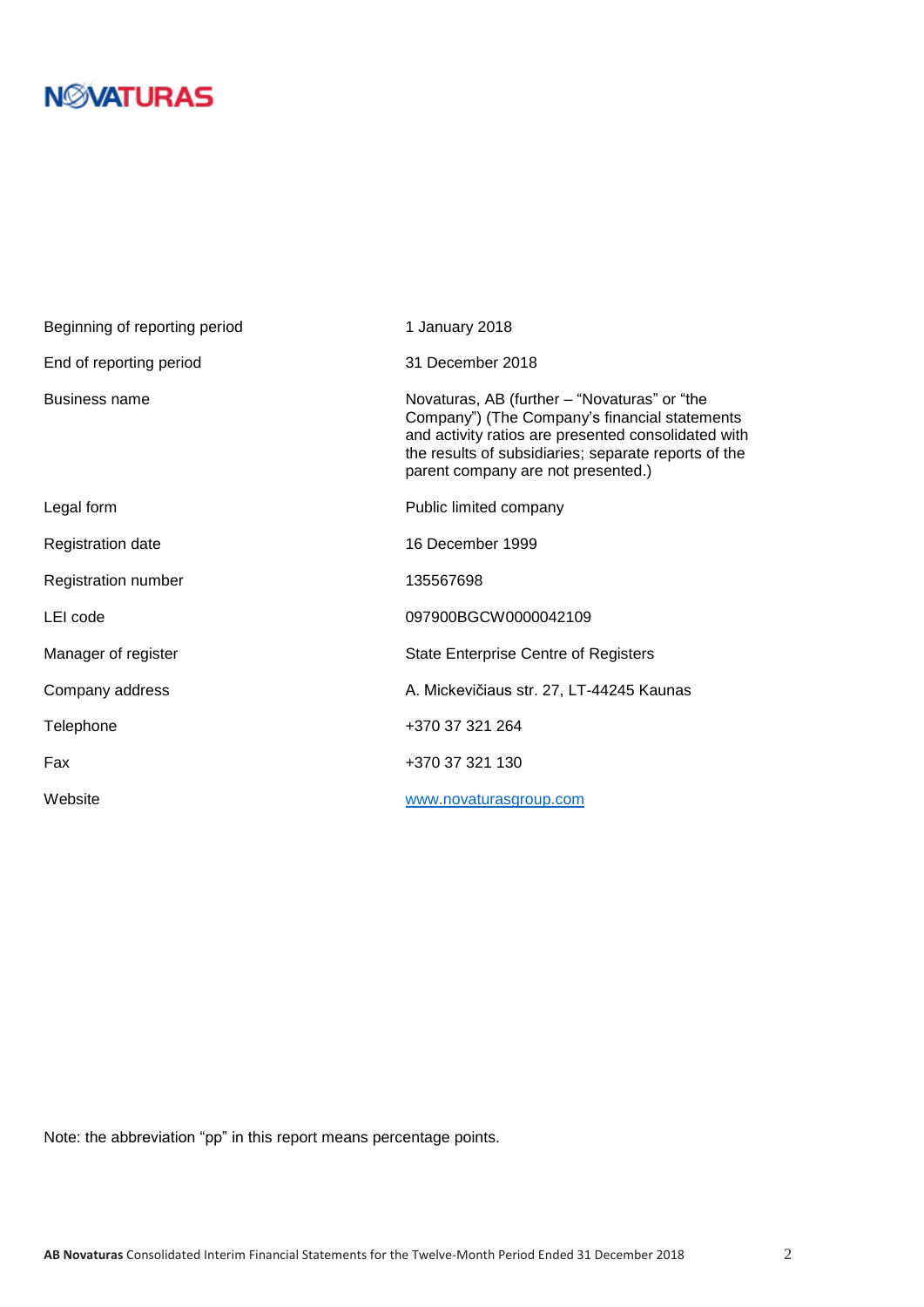| | |
|---|---|
| Beginning of reporting period | 1 January 2018 |
| End of reporting period | 31 December 2018 |
| Business name | Novaturas, AB (further – "Novaturas" or "the Company") (The Company's financial statements and activity ratios are presented consolidated with the results of subsidiaries; separate reports of the parent company are not presented.) |
| Legal form | Public limited company |
| Registration date | 16 December 1999 |
| Registration number | 135567698 |
| LEI code | 097900BGCW0000042109 |
| Manager of register | State Enterprise Centre of Registers |
| Company address | A. Mickevičiaus str. 27, LT-44245 Kaunas |
| Telephone | +370 37 321 264 |
| Fax | +370 37 321 130 |
| Website | www.novaturasgroup.com |

Note: the abbreviation "pp" in this report means percentage points.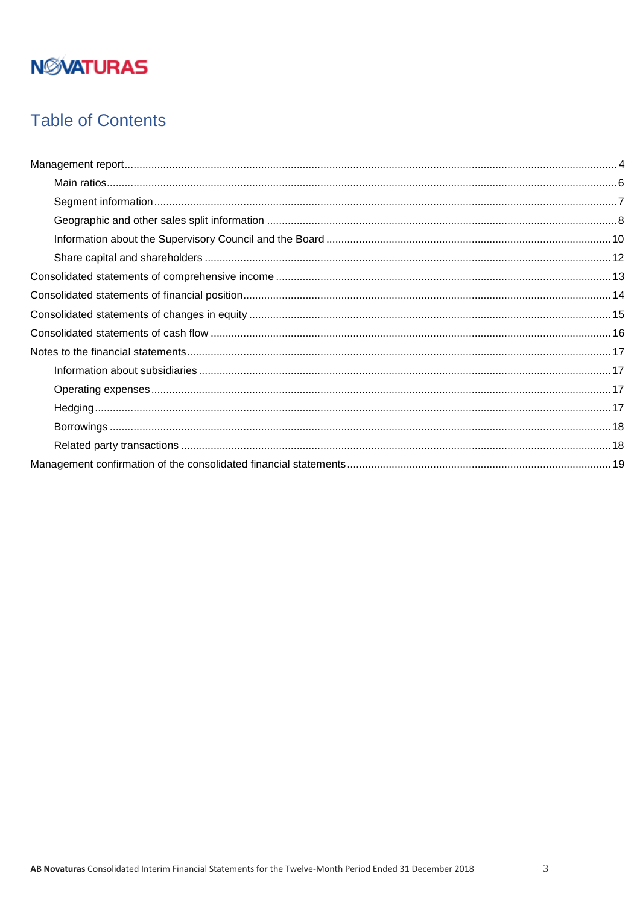# Table of Contents

- Management report ... 4
  - Main ratios ... 6
  - Segment information ... 7
  - Geographic and other sales split information ... 8
  - Information about the Supervisory Council and the Board ... 10
  - Share capital and shareholders ... 12
- Consolidated statements of comprehensive income ... 13
- Consolidated statements of financial position ... 14
- Consolidated statements of changes in equity ... 15
- Consolidated statements of cash flow ... 16
- Notes to the financial statements ... 17
  - Information about subsidiaries ... 17
  - Operating expenses ... 17
  - Hedging ... 17
  - Borrowings ... 18
  - Related party transactions ... 18
- Management confirmation of the consolidated financial statements ... 19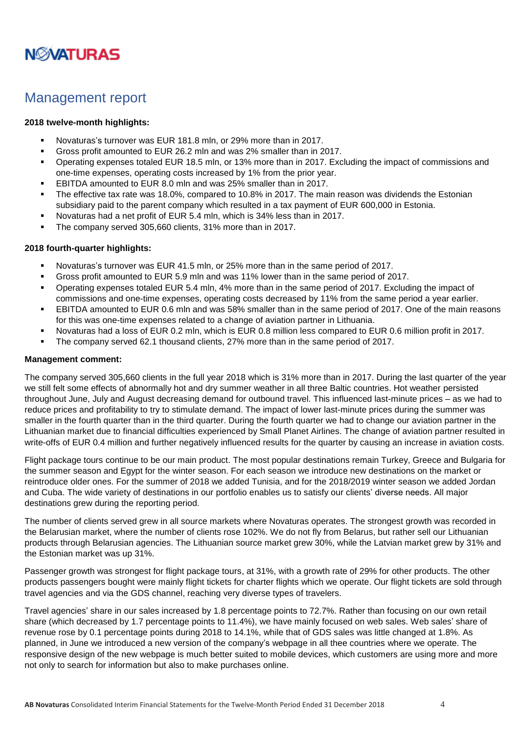NOVATURAS

# Management report

**2018 twelve-month highlights:**

- Novaturas's turnover was EUR 181.8 mln, or 29% more than in 2017.
- Gross profit amounted to EUR 26.2 mln and was 2% smaller than in 2017.
- Operating expenses totaled EUR 18.5 mln, or 13% more than in 2017. Excluding the impact of commissions and one-time expenses, operating costs increased by 1% from the prior year.
- EBITDA amounted to EUR 8.0 mln and was 25% smaller than in 2017.
- The effective tax rate was 18.0%, compared to 10.8% in 2017. The main reason was dividends the Estonian subsidiary paid to the parent company which resulted in a tax payment of EUR 600,000 in Estonia.
- Novaturas had a net profit of EUR 5.4 mln, which is 34% less than in 2017.
- The company served 305,660 clients, 31% more than in 2017.

**2018 fourth-quarter highlights:**

- Novaturas's turnover was EUR 41.5 mln, or 25% more than in the same period of 2017.
- Gross profit amounted to EUR 5.9 mln and was 11% lower than in the same period of 2017.
- Operating expenses totaled EUR 5.4 mln, 4% more than in the same period of 2017. Excluding the impact of commissions and one-time expenses, operating costs decreased by 11% from the same period a year earlier.
- EBITDA amounted to EUR 0.6 mln and was 58% smaller than in the same period of 2017. One of the main reasons for this was one-time expenses related to a change of aviation partner in Lithuania.
- Novaturas had a loss of EUR 0.2 mln, which is EUR 0.8 million less compared to EUR 0.6 million profit in 2017.
- The company served 62.1 thousand clients, 27% more than in the same period of 2017.

**Management comment:**

The company served 305,660 clients in the full year 2018 which is 31% more than in 2017. During the last quarter of the year we still felt some effects of abnormally hot and dry summer weather in all three Baltic countries. Hot weather persisted throughout June, July and August decreasing demand for outbound travel. This influenced last-minute prices – as we had to reduce prices and profitability to try to stimulate demand. The impact of lower last-minute prices during the summer was smaller in the fourth quarter than in the third quarter. During the fourth quarter we had to change our aviation partner in the Lithuanian market due to financial difficulties experienced by Small Planet Airlines. The change of aviation partner resulted in write-offs of EUR 0.4 million and further negatively influenced results for the quarter by causing an increase in aviation costs.

Flight package tours continue to be our main product. The most popular destinations remain Turkey, Greece and Bulgaria for the summer season and Egypt for the winter season. For each season we introduce new destinations on the market or reintroduce older ones. For the summer of 2018 we added Tunisia, and for the 2018/2019 winter season we added Jordan and Cuba. The wide variety of destinations in our portfolio enables us to satisfy our clients' diverse needs. All major destinations grew during the reporting period.

The number of clients served grew in all source markets where Novaturas operates. The strongest growth was recorded in the Belarusian market, where the number of clients rose 102%. We do not fly from Belarus, but rather sell our Lithuanian products through Belarusian agencies. The Lithuanian source market grew 30%, while the Latvian market grew by 31% and the Estonian market was up 31%.

Passenger growth was strongest for flight package tours, at 31%, with a growth rate of 29% for other products. The other products passengers bought were mainly flight tickets for charter flights which we operate. Our flight tickets are sold through travel agencies and via the GDS channel, reaching very diverse types of travelers.

Travel agencies' share in our sales increased by 1.8 percentage points to 72.7%. Rather than focusing on our own retail share (which decreased by 1.7 percentage points to 11.4%), we have mainly focused on web sales. Web sales' share of revenue rose by 0.1 percentage points during 2018 to 14.1%, while that of GDS sales was little changed at 1.8%. As planned, in June we introduced a new version of the company's webpage in all thee countries where we operate. The responsive design of the new webpage is much better suited to mobile devices, which customers are using more and more not only to search for information but also to make purchases online.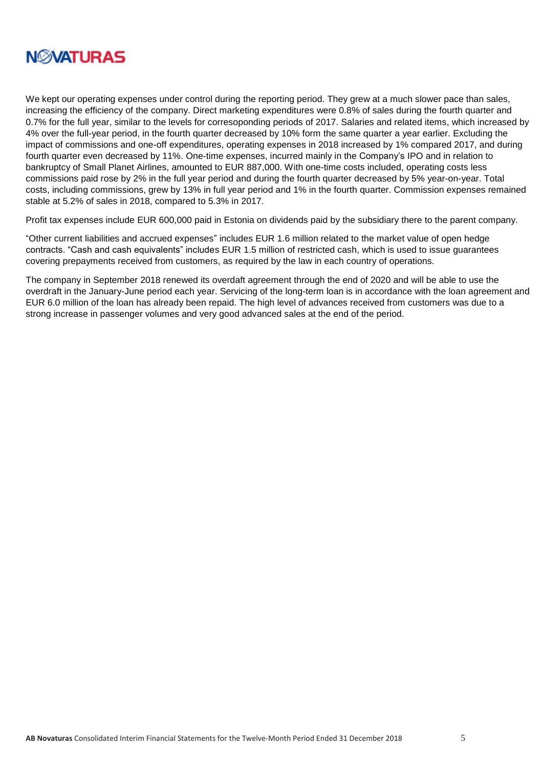We kept our operating expenses under control during the reporting period. They grew at a much slower pace than sales, increasing the efficiency of the company. Direct marketing expenditures were 0.8% of sales during the fourth quarter and 0.7% for the full year, similar to the levels for corresoponding periods of 2017. Salaries and related items, which increased by 4% over the full-year period, in the fourth quarter decreased by 10% form the same quarter a year earlier. Excluding the impact of commissions and one-off expenditures, operating expenses in 2018 increased by 1% compared 2017, and during fourth quarter even decreased by 11%. One-time expenses, incurred mainly in the Company's IPO and in relation to bankruptcy of Small Planet Airlines, amounted to EUR 887,000. With one-time costs included, operating costs less commissions paid rose by 2% in the full year period and during the fourth quarter decreased by 5% year-on-year. Total costs, including commissions, grew by 13% in full year period and 1% in the fourth quarter. Commission expenses remained stable at 5.2% of sales in 2018, compared to 5.3% in 2017.

Profit tax expenses include EUR 600,000 paid in Estonia on dividends paid by the subsidiary there to the parent company.

"Other current liabilities and accrued expenses" includes EUR 1.6 million related to the market value of open hedge contracts. "Cash and cash equivalents" includes EUR 1.5 million of restricted cash, which is used to issue guarantees covering prepayments received from customers, as required by the law in each country of operations.

The company in September 2018 renewed its overdaft agreement through the end of 2020 and will be able to use the overdraft in the January-June period each year. Servicing of the long-term loan is in accordance with the loan agreement and EUR 6.0 million of the loan has already been repaid. The high level of advances received from customers was due to a strong increase in passenger volumes and very good advanced sales at the end of the period.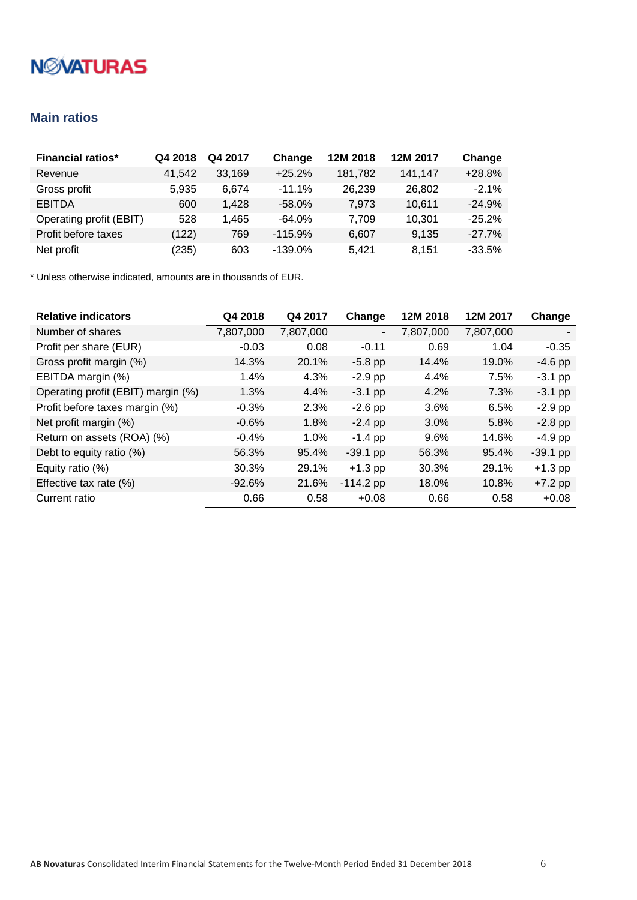## Main ratios

| Financial ratios* | Q4 2018 | Q4 2017 | Change | 12M 2018 | 12M 2017 | Change |
|---|---|---|---|---|---|---|
| Revenue | 41,542 | 33,169 | +25.2% | 181,782 | 141,147 | +28.8% |
| Gross profit | 5,935 | 6,674 | -11.1% | 26,239 | 26,802 | -2.1% |
| EBITDA | 600 | 1,428 | -58.0% | 7,973 | 10,611 | -24.9% |
| Operating profit (EBIT) | 528 | 1,465 | -64.0% | 7,709 | 10,301 | -25.2% |
| Profit before taxes | (122) | 769 | -115.9% | 6,607 | 9,135 | -27.7% |
| Net profit | (235) | 603 | -139.0% | 5,421 | 8,151 | -33.5% |

* Unless otherwise indicated, amounts are in thousands of EUR.

| Relative indicators | Q4 2018 | Q4 2017 | Change | 12M 2018 | 12M 2017 | Change |
|---|---|---|---|---|---|---|
| Number of shares | 7,807,000 | 7,807,000 | - | 7,807,000 | 7,807,000 | - |
| Profit per share (EUR) | -0.03 | 0.08 | -0.11 | 0.69 | 1.04 | -0.35 |
| Gross profit margin (%) | 14.3% | 20.1% | -5.8 pp | 14.4% | 19.0% | -4.6 pp |
| EBITDA margin (%) | 1.4% | 4.3% | -2.9 pp | 4.4% | 7.5% | -3.1 pp |
| Operating profit (EBIT) margin (%) | 1.3% | 4.4% | -3.1 pp | 4.2% | 7.3% | -3.1 pp |
| Profit before taxes margin (%) | -0.3% | 2.3% | -2.6 pp | 3.6% | 6.5% | -2.9 pp |
| Net profit margin (%) | -0.6% | 1.8% | -2.4 pp | 3.0% | 5.8% | -2.8 pp |
| Return on assets (ROA) (%) | -0.4% | 1.0% | -1.4 pp | 9.6% | 14.6% | -4.9 pp |
| Debt to equity ratio (%) | 56.3% | 95.4% | -39.1 pp | 56.3% | 95.4% | -39.1 pp |
| Equity ratio (%) | 30.3% | 29.1% | +1.3 pp | 30.3% | 29.1% | +1.3 pp |
| Effective tax rate (%) | -92.6% | 21.6% | -114.2 pp | 18.0% | 10.8% | +7.2 pp |
| Current ratio | 0.66 | 0.58 | +0.08 | 0.66 | 0.58 | +0.08 |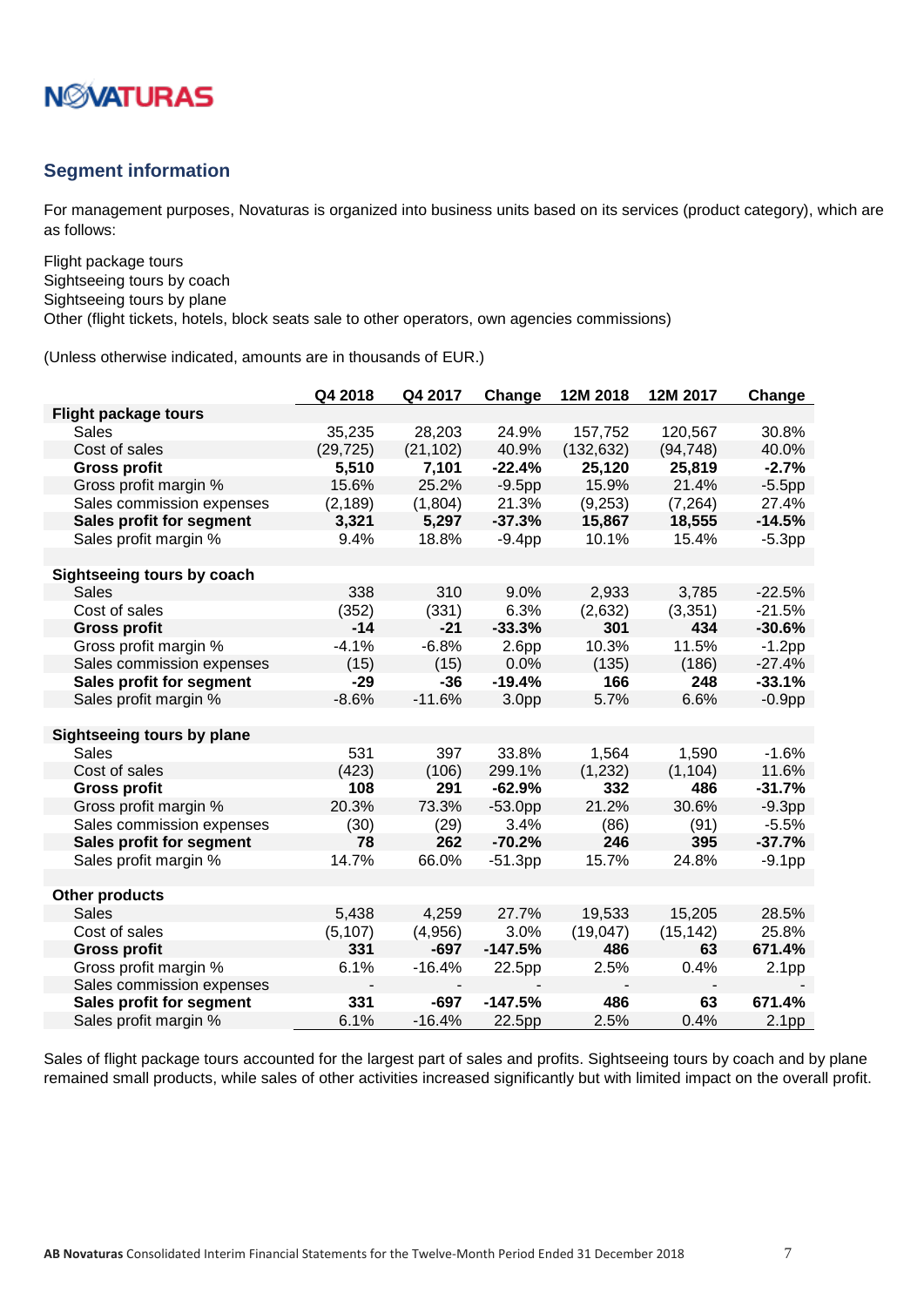## Segment information

For management purposes, Novaturas is organized into business units based on its services (product category), which are as follows:

Flight package tours
Sightseeing tours by coach
Sightseeing tours by plane
Other (flight tickets, hotels, block seats sale to other operators, own agencies commissions)

(Unless otherwise indicated, amounts are in thousands of EUR.)

| | Q4 2018 | Q4 2017 | Change | 12M 2018 | 12M 2017 | Change |
|---|---|---|---|---|---|---|
| **Flight package tours** | | | | | | |
| Sales | 35,235 | 28,203 | 24.9% | 157,752 | 120,567 | 30.8% |
| Cost of sales | (29,725) | (21,102) | 40.9% | (132,632) | (94,748) | 40.0% |
| **Gross profit** | **5,510** | **7,101** | **-22.4%** | **25,120** | **25,819** | **-2.7%** |
| Gross profit margin % | 15.6% | 25.2% | -9.5pp | 15.9% | 21.4% | -5.5pp |
| Sales commission expenses | (2,189) | (1,804) | 21.3% | (9,253) | (7,264) | 27.4% |
| **Sales profit for segment** | **3,321** | **5,297** | **-37.3%** | **15,867** | **18,555** | **-14.5%** |
| Sales profit margin % | 9.4% | 18.8% | -9.4pp | 10.1% | 15.4% | -5.3pp |
| | | | | | | |
| **Sightseeing tours by coach** | | | | | | |
| Sales | 338 | 310 | 9.0% | 2,933 | 3,785 | -22.5% |
| Cost of sales | (352) | (331) | 6.3% | (2,632) | (3,351) | -21.5% |
| **Gross profit** | **-14** | **-21** | **-33.3%** | **301** | **434** | **-30.6%** |
| Gross profit margin % | -4.1% | -6.8% | 2.6pp | 10.3% | 11.5% | -1.2pp |
| Sales commission expenses | (15) | (15) | 0.0% | (135) | (186) | -27.4% |
| **Sales profit for segment** | **-29** | **-36** | **-19.4%** | **166** | **248** | **-33.1%** |
| Sales profit margin % | -8.6% | -11.6% | 3.0pp | 5.7% | 6.6% | -0.9pp |
| | | | | | | |
| **Sightseeing tours by plane** | | | | | | |
| Sales | 531 | 397 | 33.8% | 1,564 | 1,590 | -1.6% |
| Cost of sales | (423) | (106) | 299.1% | (1,232) | (1,104) | 11.6% |
| **Gross profit** | **108** | **291** | **-62.9%** | **332** | **486** | **-31.7%** |
| Gross profit margin % | 20.3% | 73.3% | -53.0pp | 21.2% | 30.6% | -9.3pp |
| Sales commission expenses | (30) | (29) | 3.4% | (86) | (91) | -5.5% |
| **Sales profit for segment** | **78** | **262** | **-70.2%** | **246** | **395** | **-37.7%** |
| Sales profit margin % | 14.7% | 66.0% | -51.3pp | 15.7% | 24.8% | -9.1pp |
| | | | | | | |
| **Other products** | | | | | | |
| Sales | 5,438 | 4,259 | 27.7% | 19,533 | 15,205 | 28.5% |
| Cost of sales | (5,107) | (4,956) | 3.0% | (19,047) | (15,142) | 25.8% |
| **Gross profit** | **331** | **-697** | **-147.5%** | **486** | **63** | **671.4%** |
| Gross profit margin % | 6.1% | -16.4% | 22.5pp | 2.5% | 0.4% | 2.1pp |
| Sales commission expenses | - | - | - | - | - | - |
| **Sales profit for segment** | **331** | **-697** | **-147.5%** | **486** | **63** | **671.4%** |
| Sales profit margin % | 6.1% | -16.4% | 22.5pp | 2.5% | 0.4% | 2.1pp |

Sales of flight package tours accounted for the largest part of sales and profits. Sightseeing tours by coach and by plane remained small products, while sales of other activities increased significantly but with limited impact on the overall profit.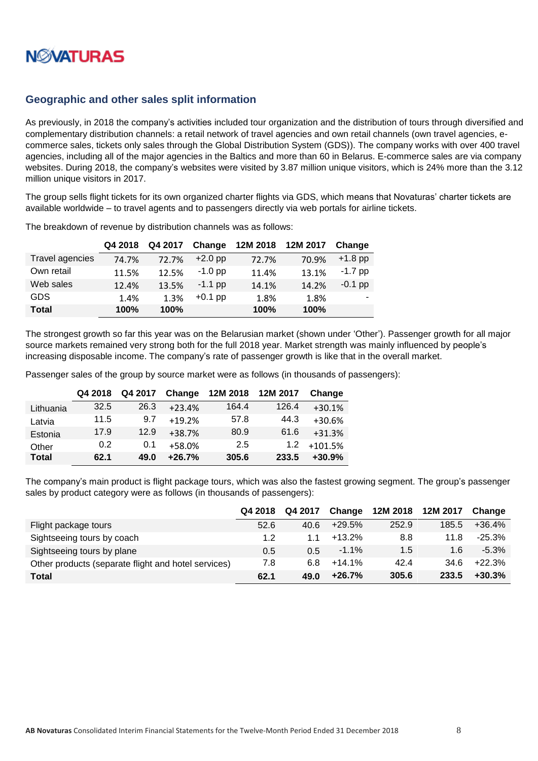## Geographic and other sales split information

As previously, in 2018 the company's activities included tour organization and the distribution of tours through diversified and complementary distribution channels: a retail network of travel agencies and own retail channels (own travel agencies, e-commerce sales, tickets only sales through the Global Distribution System (GDS)). The company works with over 400 travel agencies, including all of the major agencies in the Baltics and more than 60 in Belarus. E-commerce sales are via company websites. During 2018, the company's websites were visited by 3.87 million unique visitors, which is 24% more than the 3.12 million unique visitors in 2017.

The group sells flight tickets for its own organized charter flights via GDS, which means that Novaturas' charter tickets are available worldwide – to travel agents and to passengers directly via web portals for airline tickets.

The breakdown of revenue by distribution channels was as follows:

| | Q4 2018 | Q4 2017 | Change | 12M 2018 | 12M 2017 | Change |
|---|---|---|---|---|---|---|
| Travel agencies | 74.7% | 72.7% | +2.0 pp | 72.7% | 70.9% | +1.8 pp |
| Own retail | 11.5% | 12.5% | -1.0 pp | 11.4% | 13.1% | -1.7 pp |
| Web sales | 12.4% | 13.5% | -1.1 pp | 14.1% | 14.2% | -0.1 pp |
| GDS | 1.4% | 1.3% | +0.1 pp | 1.8% | 1.8% | - |
| **Total** | **100%** | **100%** | | **100%** | **100%** | |

The strongest growth so far this year was on the Belarusian market (shown under 'Other'). Passenger growth for all major source markets remained very strong both for the full 2018 year. Market strength was mainly influenced by people's increasing disposable income. The company's rate of passenger growth is like that in the overall market.

Passenger sales of the group by source market were as follows (in thousands of passengers):

| | Q4 2018 | Q4 2017 | Change | 12M 2018 | 12M 2017 | Change |
|---|---|---|---|---|---|---|
| Lithuania | 32.5 | 26.3 | +23.4% | 164.4 | 126.4 | +30.1% |
| Latvia | 11.5 | 9.7 | +19.2% | 57.8 | 44.3 | +30.6% |
| Estonia | 17.9 | 12.9 | +38.7% | 80.9 | 61.6 | +31.3% |
| Other | 0.2 | 0.1 | +58.0% | 2.5 | 1.2 | +101.5% |
| **Total** | **62.1** | **49.0** | **+26.7%** | **305.6** | **233.5** | **+30.9%** |

The company's main product is flight package tours, which was also the fastest growing segment. The group's passenger sales by product category were as follows (in thousands of passengers):

| | Q4 2018 | Q4 2017 | Change | 12M 2018 | 12M 2017 | Change |
|---|---|---|---|---|---|---|
| Flight package tours | 52.6 | 40.6 | +29.5% | 252.9 | 185.5 | +36.4% |
| Sightseeing tours by coach | 1.2 | 1.1 | +13.2% | 8.8 | 11.8 | -25.3% |
| Sightseeing tours by plane | 0.5 | 0.5 | -1.1% | 1.5 | 1.6 | -5.3% |
| Other products (separate flight and hotel services) | 7.8 | 6.8 | +14.1% | 42.4 | 34.6 | +22.3% |
| **Total** | **62.1** | **49.0** | **+26.7%** | **305.6** | **233.5** | **+30.3%** |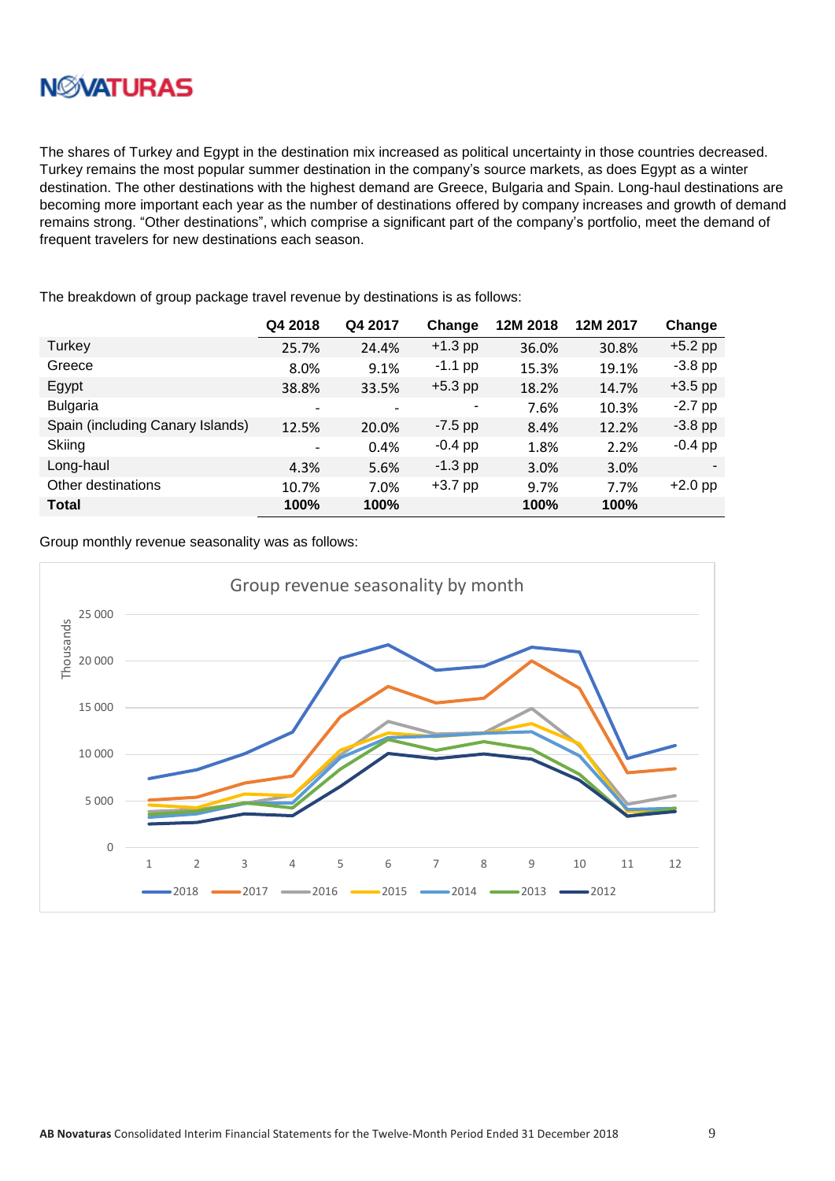The shares of Turkey and Egypt in the destination mix increased as political uncertainty in those countries decreased. Turkey remains the most popular summer destination in the company's source markets, as does Egypt as a winter destination. The other destinations with the highest demand are Greece, Bulgaria and Spain. Long-haul destinations are becoming more important each year as the number of destinations offered by company increases and growth of demand remains strong. "Other destinations", which comprise a significant part of the company's portfolio, meet the demand of frequent travelers for new destinations each season.

The breakdown of group package travel revenue by destinations is as follows:

| | Q4 2018 | Q4 2017 | Change | 12M 2018 | 12M 2017 | Change |
|---|---|---|---|---|---|---|
| Turkey | 25.7% | 24.4% | +1.3 pp | 36.0% | 30.8% | +5.2 pp |
| Greece | 8.0% | 9.1% | -1.1 pp | 15.3% | 19.1% | -3.8 pp |
| Egypt | 38.8% | 33.5% | +5.3 pp | 18.2% | 14.7% | +3.5 pp |
| Bulgaria | - | - | - | 7.6% | 10.3% | -2.7 pp |
| Spain (including Canary Islands) | 12.5% | 20.0% | -7.5 pp | 8.4% | 12.2% | -3.8 pp |
| Skiing | - | 0.4% | -0.4 pp | 1.8% | 2.2% | -0.4 pp |
| Long-haul | 4.3% | 5.6% | -1.3 pp | 3.0% | 3.0% | - |
| Other destinations | 10.7% | 7.0% | +3.7 pp | 9.7% | 7.7% | +2.0 pp |
| **Total** | **100%** | **100%** | | **100%** | **100%** | |

Group monthly revenue seasonality was as follows: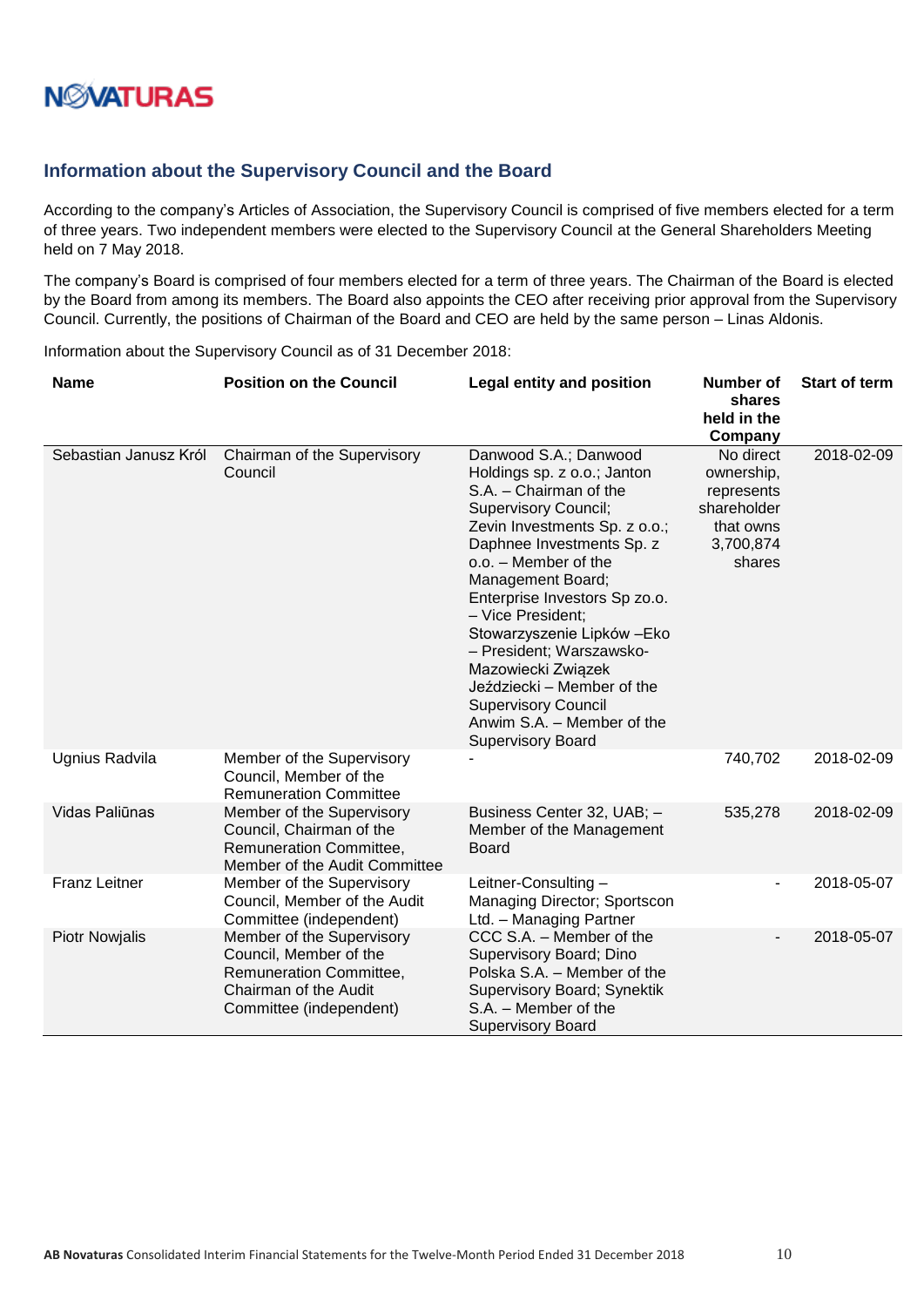## Information about the Supervisory Council and the Board

According to the company's Articles of Association, the Supervisory Council is comprised of five members elected for a term of three years. Two independent members were elected to the Supervisory Council at the General Shareholders Meeting held on 7 May 2018.

The company's Board is comprised of four members elected for a term of three years. The Chairman of the Board is elected by the Board from among its members. The Board also appoints the CEO after receiving prior approval from the Supervisory Council. Currently, the positions of Chairman of the Board and CEO are held by the same person – Linas Aldonis.

Information about the Supervisory Council as of 31 December 2018:

| Name | Position on the Council | Legal entity and position | Number of shares held in the Company | Start of term |
|---|---|---|---|---|
| Sebastian Janusz Król | Chairman of the Supervisory Council | Danwood S.A.; Danwood Holdings sp. z o.o.; Janton S.A. – Chairman of the Supervisory Council; Zevin Investments Sp. z o.o.; Daphnee Investments Sp. z o.o. – Member of the Management Board; Enterprise Investors Sp zo.o. – Vice President; Stowarzyszenie Lipków –Eko – President; Warszawsko-Mazowiecki Związek Jeździecki – Member of the Supervisory Council Anwim S.A. – Member of the Supervisory Board | No direct ownership, represents shareholder that owns 3,700,874 shares | 2018-02-09 |
| Ugnius Radvila | Member of the Supervisory Council, Member of the Remuneration Committee | - | 740,702 | 2018-02-09 |
| Vidas Paliūnas | Member of the Supervisory Council, Chairman of the Remuneration Committee, Member of the Audit Committee | Business Center 32, UAB; – Member of the Management Board | 535,278 | 2018-02-09 |
| Franz Leitner | Member of the Supervisory Council, Member of the Audit Committee (independent) | Leitner-Consulting – Managing Director; Sportscon Ltd. – Managing Partner | - | 2018-05-07 |
| Piotr Nowjalis | Member of the Supervisory Council, Member of the Remuneration Committee, Chairman of the Audit Committee (independent) | CCC S.A. – Member of the Supervisory Board; Dino Polska S.A. – Member of the Supervisory Board; Synektik S.A. – Member of the Supervisory Board | - | 2018-05-07 |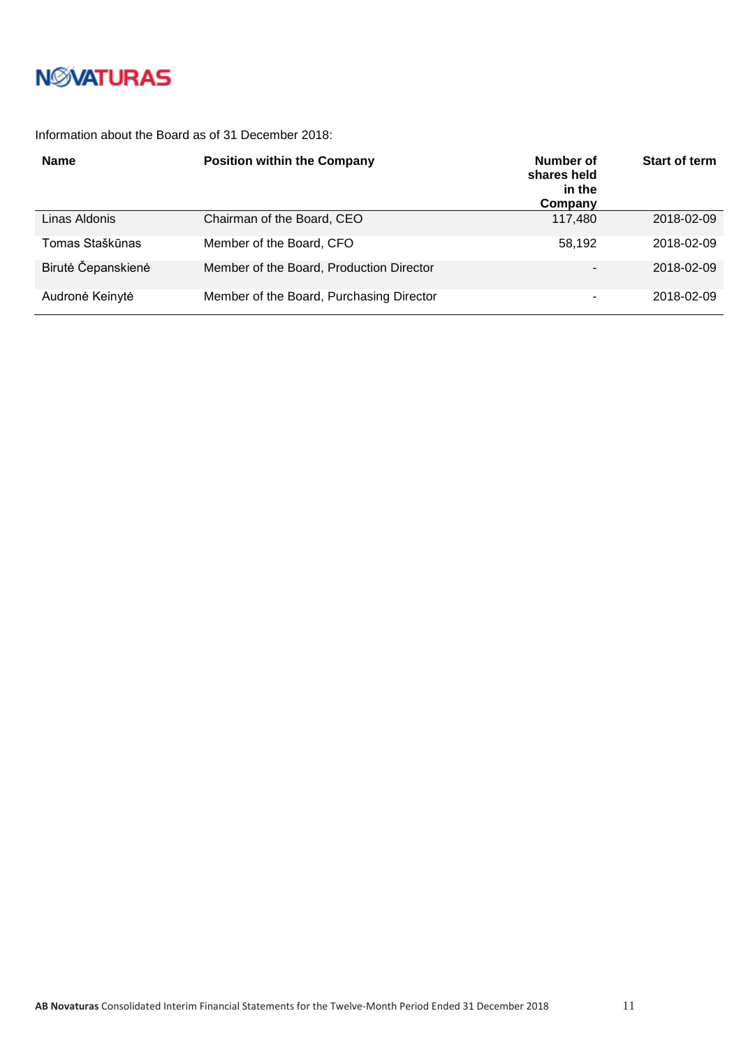Information about the Board as of 31 December 2018:

| Name | Position within the Company | Number of shares held in the Company | Start of term |
|---|---|---|---|
| Linas Aldonis | Chairman of the Board, CEO | 117,480 | 2018-02-09 |
| Tomas Staškūnas | Member of the Board, CFO | 58,192 | 2018-02-09 |
| Birutė Čepanskienė | Member of the Board, Production Director | - | 2018-02-09 |
| Audronė Keinytė | Member of the Board, Purchasing Director | - | 2018-02-09 |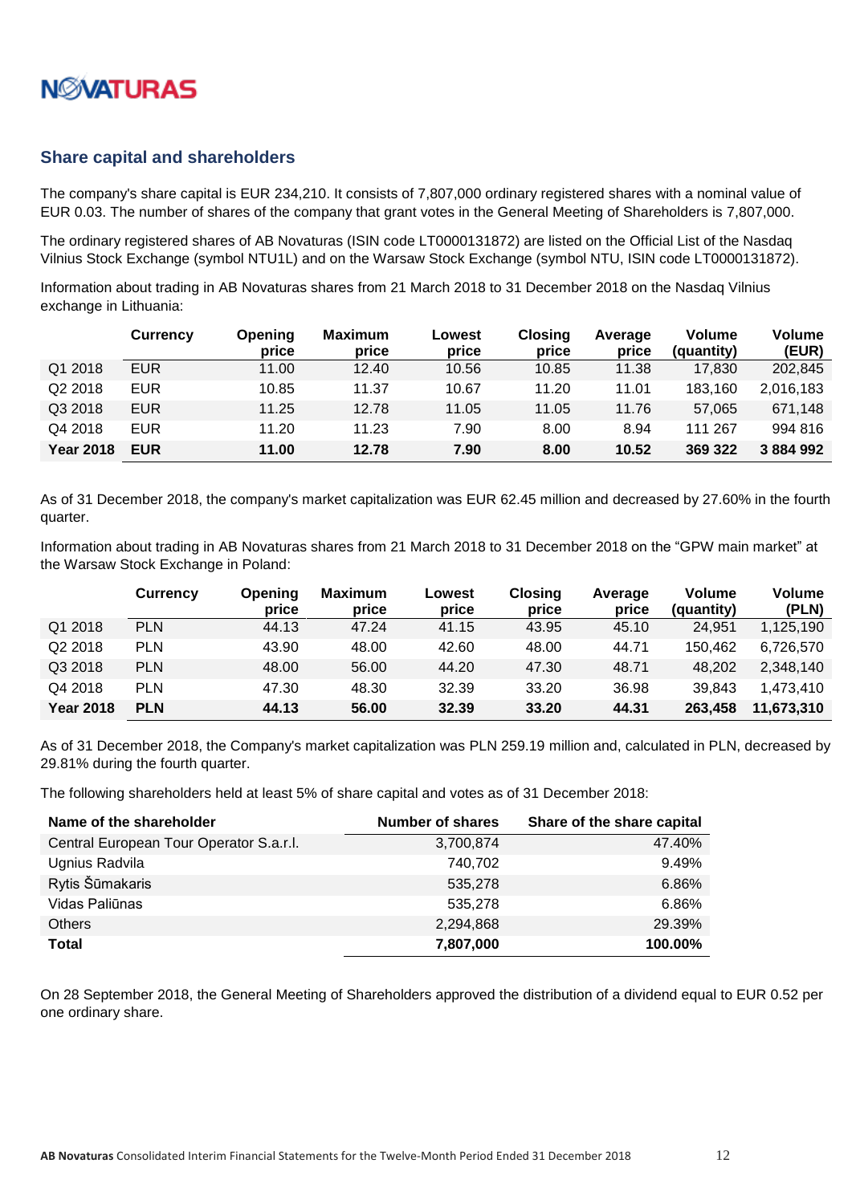## Share capital and shareholders

The company's share capital is EUR 234,210. It consists of 7,807,000 ordinary registered shares with a nominal value of EUR 0.03. The number of shares of the company that grant votes in the General Meeting of Shareholders is 7,807,000.

The ordinary registered shares of AB Novaturas (ISIN code LT0000131872) are listed on the Official List of the Nasdaq Vilnius Stock Exchange (symbol NTU1L) and on the Warsaw Stock Exchange (symbol NTU, ISIN code LT0000131872).

Information about trading in AB Novaturas shares from 21 March 2018 to 31 December 2018 on the Nasdaq Vilnius exchange in Lithuania:

| | Currency | Opening price | Maximum price | Lowest price | Closing price | Average price | Volume (quantity) | Volume (EUR) |
|---|---|---|---|---|---|---|---|---|
| Q1 2018 | EUR | 11.00 | 12.40 | 10.56 | 10.85 | 11.38 | 17,830 | 202,845 |
| Q2 2018 | EUR | 10.85 | 11.37 | 10.67 | 11.20 | 11.01 | 183,160 | 2,016,183 |
| Q3 2018 | EUR | 11.25 | 12.78 | 11.05 | 11.05 | 11.76 | 57,065 | 671,148 |
| Q4 2018 | EUR | 11.20 | 11.23 | 7.90 | 8.00 | 8.94 | 111 267 | 994 816 |
| **Year 2018** | **EUR** | **11.00** | **12.78** | **7.90** | **8.00** | **10.52** | **369 322** | **3 884 992** |

As of 31 December 2018, the company's market capitalization was EUR 62.45 million and decreased by 27.60% in the fourth quarter.

Information about trading in AB Novaturas shares from 21 March 2018 to 31 December 2018 on the "GPW main market" at the Warsaw Stock Exchange in Poland:

| | Currency | Opening price | Maximum price | Lowest price | Closing price | Average price | Volume (quantity) | Volume (PLN) |
|---|---|---|---|---|---|---|---|---|
| Q1 2018 | PLN | 44.13 | 47.24 | 41.15 | 43.95 | 45.10 | 24,951 | 1,125,190 |
| Q2 2018 | PLN | 43.90 | 48.00 | 42.60 | 48.00 | 44.71 | 150,462 | 6,726,570 |
| Q3 2018 | PLN | 48.00 | 56.00 | 44.20 | 47.30 | 48.71 | 48,202 | 2,348,140 |
| Q4 2018 | PLN | 47.30 | 48.30 | 32.39 | 33.20 | 36.98 | 39,843 | 1,473,410 |
| **Year 2018** | **PLN** | **44.13** | **56.00** | **32.39** | **33.20** | **44.31** | **263,458** | **11,673,310** |

As of 31 December 2018, the Company's market capitalization was PLN 259.19 million and, calculated in PLN, decreased by 29.81% during the fourth quarter.

The following shareholders held at least 5% of share capital and votes as of 31 December 2018:

| Name of the shareholder | Number of shares | Share of the share capital |
|---|---|---|
| Central European Tour Operator S.a.r.l. | 3,700,874 | 47.40% |
| Ugnius Radvila | 740,702 | 9.49% |
| Rytis Šūmakaris | 535,278 | 6.86% |
| Vidas Paliūnas | 535,278 | 6.86% |
| Others | 2,294,868 | 29.39% |
| **Total** | **7,807,000** | **100.00%** |

On 28 September 2018, the General Meeting of Shareholders approved the distribution of a dividend equal to EUR 0.52 per one ordinary share.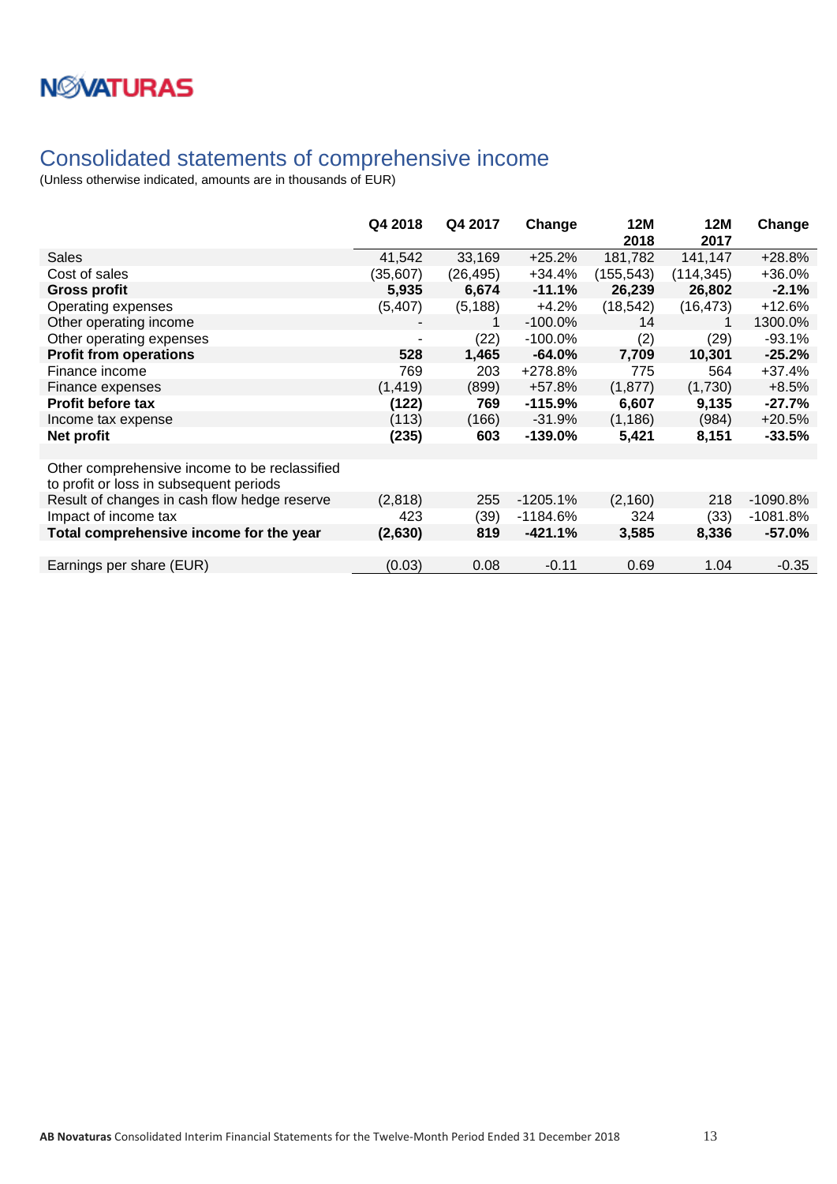# Consolidated statements of comprehensive income

(Unless otherwise indicated, amounts are in thousands of EUR)

| | Q4 2018 | Q4 2017 | Change | 12M 2018 | 12M 2017 | Change |
|---|---|---|---|---|---|---|
| Sales | 41,542 | 33,169 | +25.2% | 181,782 | 141,147 | +28.8% |
| Cost of sales | (35,607) | (26,495) | +34.4% | (155,543) | (114,345) | +36.0% |
| **Gross profit** | **5,935** | **6,674** | **-11.1%** | **26,239** | **26,802** | **-2.1%** |
| Operating expenses | (5,407) | (5,188) | +4.2% | (18,542) | (16,473) | +12.6% |
| Other operating income | - | 1 | -100.0% | 14 | 1 | 1300.0% |
| Other operating expenses | - | (22) | -100.0% | (2) | (29) | -93.1% |
| **Profit from operations** | **528** | **1,465** | **-64.0%** | **7,709** | **10,301** | **-25.2%** |
| Finance income | 769 | 203 | +278.8% | 775 | 564 | +37.4% |
| Finance expenses | (1,419) | (899) | +57.8% | (1,877) | (1,730) | +8.5% |
| **Profit before tax** | **(122)** | **769** | **-115.9%** | **6,607** | **9,135** | **-27.7%** |
| Income tax expense | (113) | (166) | -31.9% | (1,186) | (984) | +20.5% |
| **Net profit** | **(235)** | **603** | **-139.0%** | **5,421** | **8,151** | **-33.5%** |
| | | | | | | |
| Other comprehensive income to be reclassified to profit or loss in subsequent periods | | | | | | |
| Result of changes in cash flow hedge reserve | (2,818) | 255 | -1205.1% | (2,160) | 218 | -1090.8% |
| Impact of income tax | 423 | (39) | -1184.6% | 324 | (33) | -1081.8% |
| **Total comprehensive income for the year** | **(2,630)** | **819** | **-421.1%** | **3,585** | **8,336** | **-57.0%** |
| | | | | | | |
| Earnings per share (EUR) | (0.03) | 0.08 | -0.11 | 0.69 | 1.04 | -0.35 |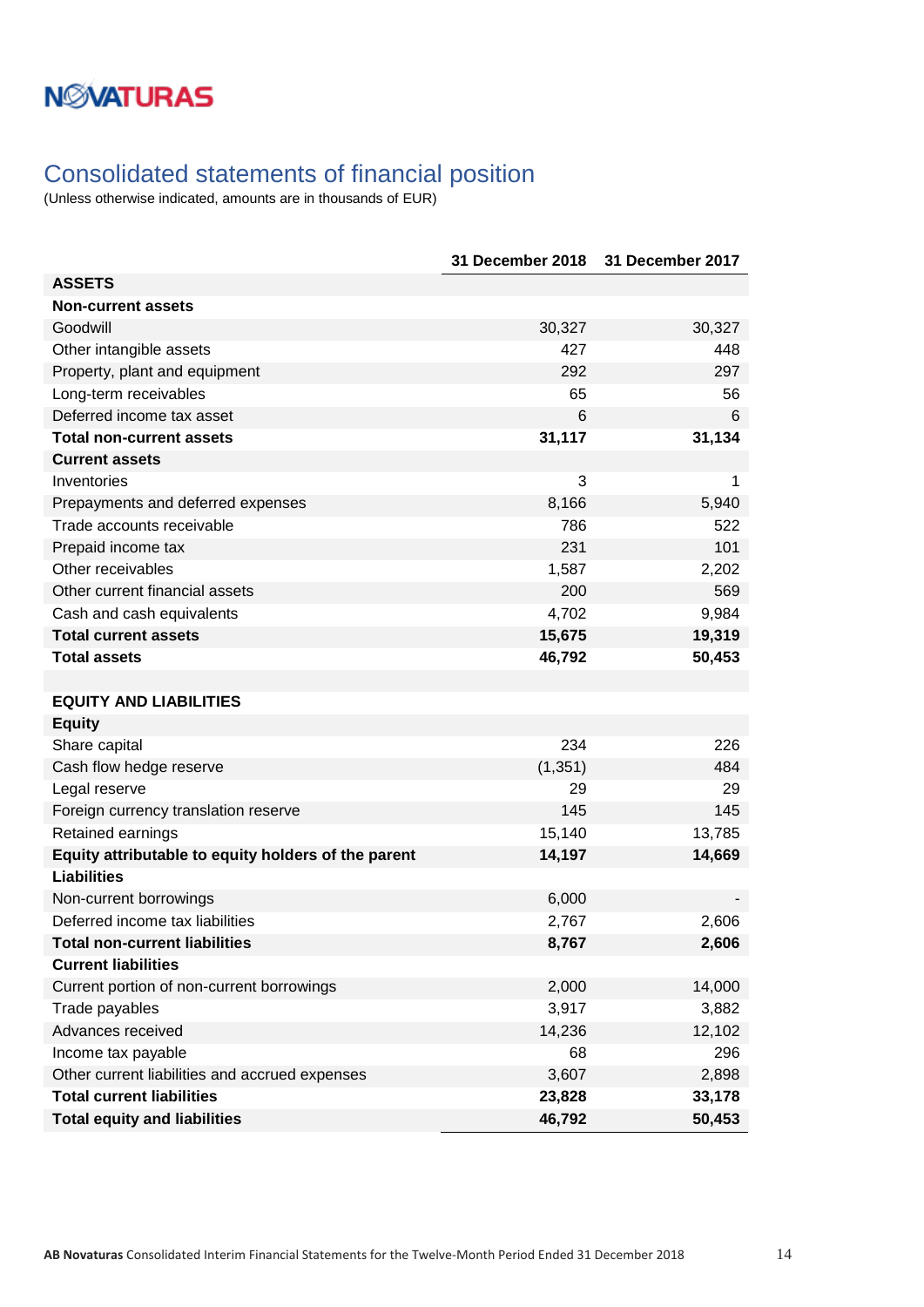# Consolidated statements of financial position

(Unless otherwise indicated, amounts are in thousands of EUR)

| | 31 December 2018 | 31 December 2017 |
|---|---|---|
| **ASSETS** | | |
| **Non-current assets** | | |
| Goodwill | 30,327 | 30,327 |
| Other intangible assets | 427 | 448 |
| Property, plant and equipment | 292 | 297 |
| Long-term receivables | 65 | 56 |
| Deferred income tax asset | 6 | 6 |
| **Total non-current assets** | **31,117** | **31,134** |
| **Current assets** | | |
| Inventories | 3 | 1 |
| Prepayments and deferred expenses | 8,166 | 5,940 |
| Trade accounts receivable | 786 | 522 |
| Prepaid income tax | 231 | 101 |
| Other receivables | 1,587 | 2,202 |
| Other current financial assets | 200 | 569 |
| Cash and cash equivalents | 4,702 | 9,984 |
| **Total current assets** | **15,675** | **19,319** |
| **Total assets** | **46,792** | **50,453** |
| | | |
| **EQUITY AND LIABILITIES** | | |
| **Equity** | | |
| Share capital | 234 | 226 |
| Cash flow hedge reserve | (1,351) | 484 |
| Legal reserve | 29 | 29 |
| Foreign currency translation reserve | 145 | 145 |
| Retained earnings | 15,140 | 13,785 |
| **Equity attributable to equity holders of the parent** | **14,197** | **14,669** |
| **Liabilities** | | |
| Non-current borrowings | 6,000 | - |
| Deferred income tax liabilities | 2,767 | 2,606 |
| **Total non-current liabilities** | **8,767** | **2,606** |
| **Current liabilities** | | |
| Current portion of non-current borrowings | 2,000 | 14,000 |
| Trade payables | 3,917 | 3,882 |
| Advances received | 14,236 | 12,102 |
| Income tax payable | 68 | 296 |
| Other current liabilities and accrued expenses | 3,607 | 2,898 |
| **Total current liabilities** | **23,828** | **33,178** |
| **Total equity and liabilities** | **46,792** | **50,453** |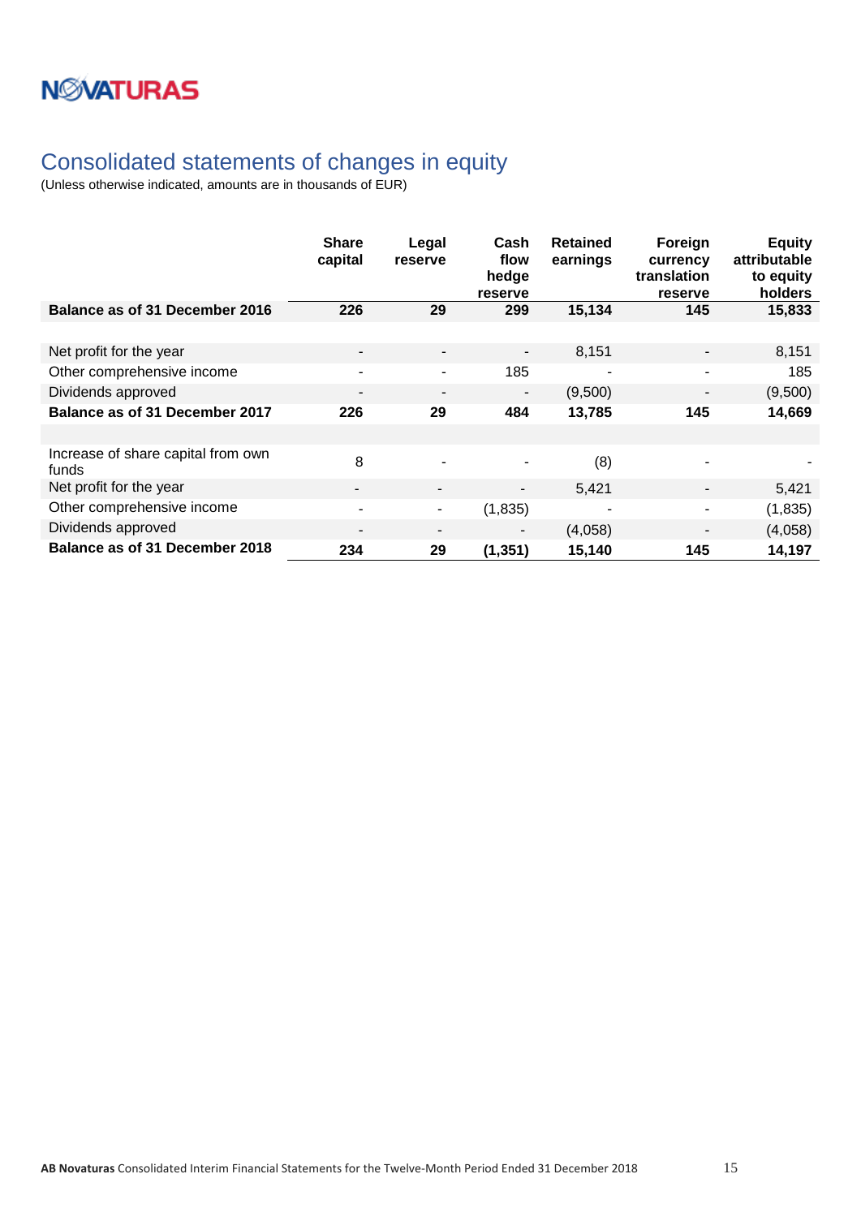# Consolidated statements of changes in equity

(Unless otherwise indicated, amounts are in thousands of EUR)

| | Share capital | Legal reserve | Cash flow hedge reserve | Retained earnings | Foreign currency translation reserve | Equity attributable to equity holders |
|---|---|---|---|---|---|---|
| **Balance as of 31 December 2016** | **226** | **29** | **299** | **15,134** | **145** | **15,833** |
| | | | | | | |
| Net profit for the year | - | - | - | 8,151 | - | 8,151 |
| Other comprehensive income | - | - | 185 | - | - | 185 |
| Dividends approved | - | - | - | (9,500) | - | (9,500) |
| **Balance as of 31 December 2017** | **226** | **29** | **484** | **13,785** | **145** | **14,669** |
| | | | | | | |
| Increase of share capital from own funds | 8 | - | - | (8) | - | - |
| Net profit for the year | - | - | - | 5,421 | - | 5,421 |
| Other comprehensive income | - | - | (1,835) | - | - | (1,835) |
| Dividends approved | - | - | - | (4,058) | - | (4,058) |
| **Balance as of 31 December 2018** | **234** | **29** | **(1,351)** | **15,140** | **145** | **14,197** |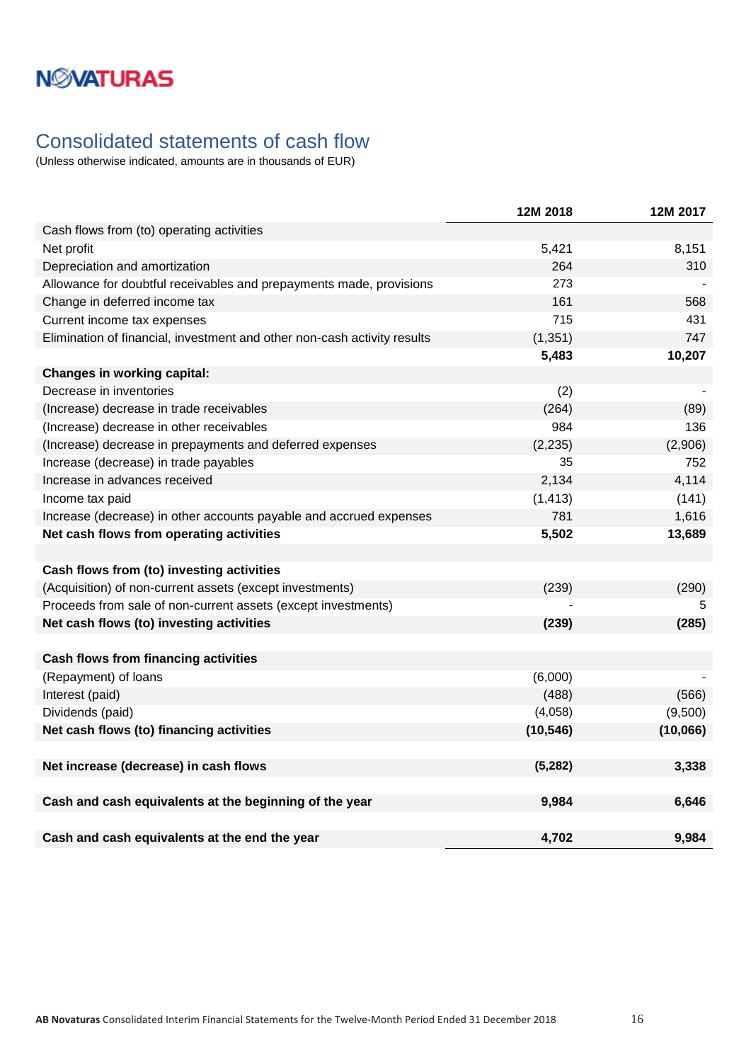# Consolidated statements of cash flow

(Unless otherwise indicated, amounts are in thousands of EUR)

| | 12M 2018 | 12M 2017 |
|---|---|---|
| Cash flows from (to) operating activities | | |
| Net profit | 5,421 | 8,151 |
| Depreciation and amortization | 264 | 310 |
| Allowance for doubtful receivables and prepayments made, provisions | 273 | - |
| Change in deferred income tax | 161 | 568 |
| Current income tax expenses | 715 | 431 |
| Elimination of financial, investment and other non-cash activity results | (1,351) | 747 |
| | **5,483** | **10,207** |
| **Changes in working capital:** | | |
| Decrease in inventories | (2) | - |
| (Increase) decrease in trade receivables | (264) | (89) |
| (Increase) decrease in other receivables | 984 | 136 |
| (Increase) decrease in prepayments and deferred expenses | (2,235) | (2,906) |
| Increase (decrease) in trade payables | 35 | 752 |
| Increase in advances received | 2,134 | 4,114 |
| Income tax paid | (1,413) | (141) |
| Increase (decrease) in other accounts payable and accrued expenses | 781 | 1,616 |
| **Net cash flows from operating activities** | **5,502** | **13,689** |
| | | |
| **Cash flows from (to) investing activities** | | |
| (Acquisition) of non-current assets (except investments) | (239) | (290) |
| Proceeds from sale of non-current assets (except investments) | - | 5 |
| **Net cash flows (to) investing activities** | **(239)** | **(285)** |
| | | |
| **Cash flows from financing activities** | | |
| (Repayment) of loans | (6,000) | - |
| Interest (paid) | (488) | (566) |
| Dividends (paid) | (4,058) | (9,500) |
| **Net cash flows (to) financing activities** | **(10,546)** | **(10,066)** |
| | | |
| **Net increase (decrease) in cash flows** | **(5,282)** | **3,338** |
| | | |
| **Cash and cash equivalents at the beginning of the year** | **9,984** | **6,646** |
| | | |
| **Cash and cash equivalents at the end the year** | **4,702** | **9,984** |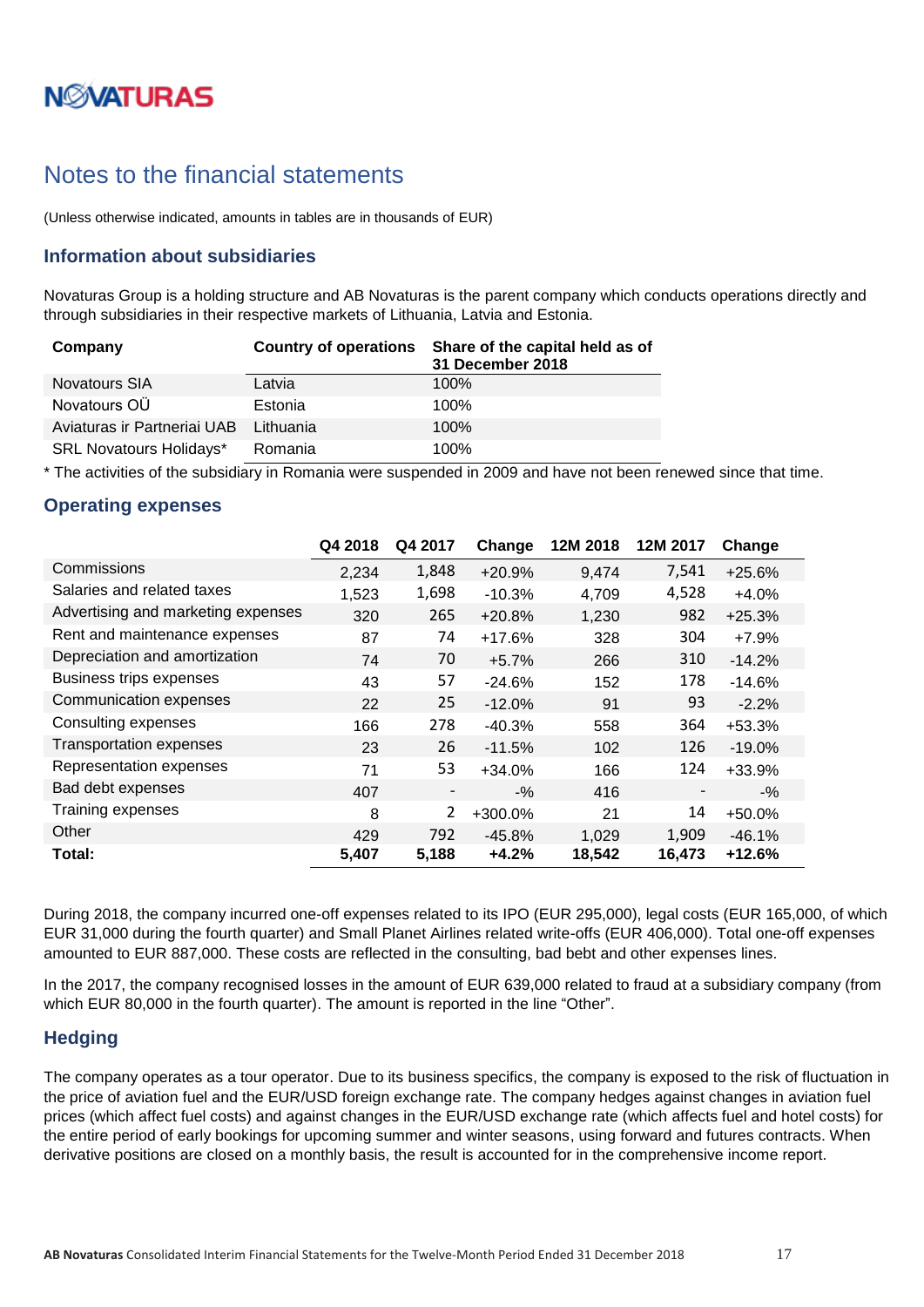# Notes to the financial statements

(Unless otherwise indicated, amounts in tables are in thousands of EUR)

## Information about subsidiaries

Novaturas Group is a holding structure and AB Novaturas is the parent company which conducts operations directly and through subsidiaries in their respective markets of Lithuania, Latvia and Estonia.

| Company | Country of operations | Share of the capital held as of 31 December 2018 |
|---|---|---|
| Novatours SIA | Latvia | 100% |
| Novatours OÜ | Estonia | 100% |
| Aviaturas ir Partneriai UAB | Lithuania | 100% |
| SRL Novatours Holidays* | Romania | 100% |

* The activities of the subsidiary in Romania were suspended in 2009 and have not been renewed since that time.

## Operating expenses

| | Q4 2018 | Q4 2017 | Change | 12M 2018 | 12M 2017 | Change |
|---|---|---|---|---|---|---|
| Commissions | 2,234 | 1,848 | +20.9% | 9,474 | 7,541 | +25.6% |
| Salaries and related taxes | 1,523 | 1,698 | -10.3% | 4,709 | 4,528 | +4.0% |
| Advertising and marketing expenses | 320 | 265 | +20.8% | 1,230 | 982 | +25.3% |
| Rent and maintenance expenses | 87 | 74 | +17.6% | 328 | 304 | +7.9% |
| Depreciation and amortization | 74 | 70 | +5.7% | 266 | 310 | -14.2% |
| Business trips expenses | 43 | 57 | -24.6% | 152 | 178 | -14.6% |
| Communication expenses | 22 | 25 | -12.0% | 91 | 93 | -2.2% |
| Consulting expenses | 166 | 278 | -40.3% | 558 | 364 | +53.3% |
| Transportation expenses | 23 | 26 | -11.5% | 102 | 126 | -19.0% |
| Representation expenses | 71 | 53 | +34.0% | 166 | 124 | +33.9% |
| Bad debt expenses | 407 | - | -% | 416 | - | -% |
| Training expenses | 8 | 2 | +300.0% | 21 | 14 | +50.0% |
| Other | 429 | 792 | -45.8% | 1,029 | 1,909 | -46.1% |
| **Total:** | **5,407** | **5,188** | **+4.2%** | **18,542** | **16,473** | **+12.6%** |

During 2018, the company incurred one-off expenses related to its IPO (EUR 295,000), legal costs (EUR 165,000, of which EUR 31,000 during the fourth quarter) and Small Planet Airlines related write-offs (EUR 406,000). Total one-off expenses amounted to EUR 887,000. These costs are reflected in the consulting, bad bebt and other expenses lines.

In the 2017, the company recognised losses in the amount of EUR 639,000 related to fraud at a subsidiary company (from which EUR 80,000 in the fourth quarter). The amount is reported in the line "Other".

## Hedging

The company operates as a tour operator. Due to its business specifics, the company is exposed to the risk of fluctuation in the price of aviation fuel and the EUR/USD foreign exchange rate. The company hedges against changes in aviation fuel prices (which affect fuel costs) and against changes in the EUR/USD exchange rate (which affects fuel and hotel costs) for the entire period of early bookings for upcoming summer and winter seasons, using forward and futures contracts. When derivative positions are closed on a monthly basis, the result is accounted for in the comprehensive income report.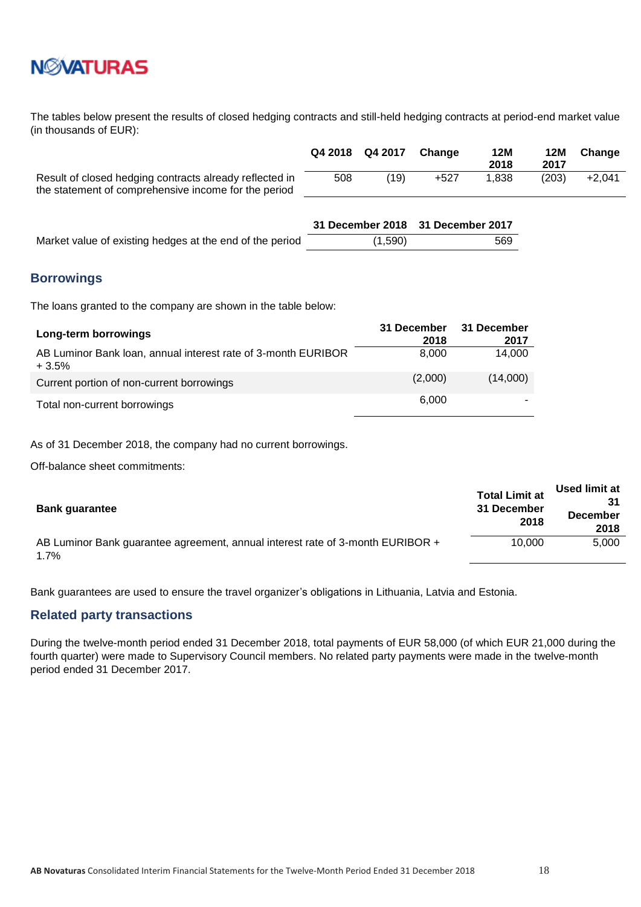The tables below present the results of closed hedging contracts and still-held hedging contracts at period-end market value (in thousands of EUR):

| | Q4 2018 | Q4 2017 | Change | 12M 2018 | 12M 2017 | Change |
|---|---|---|---|---|---|---|
| Result of closed hedging contracts already reflected in the statement of comprehensive income for the period | 508 | (19) | +527 | 1,838 | (203) | +2,041 |

| | 31 December 2018 | 31 December 2017 |
|---|---|---|
| Market value of existing hedges at the end of the period | (1,590) | 569 |

## Borrowings

The loans granted to the company are shown in the table below:

| Long-term borrowings | 31 December 2018 | 31 December 2017 |
|---|---|---|
| AB Luminor Bank loan, annual interest rate of 3-month EURIBOR + 3.5% | 8,000 | 14,000 |
| Current portion of non-current borrowings | (2,000) | (14,000) |
| Total non-current borrowings | 6,000 | - |

As of 31 December 2018, the company had no current borrowings.

Off-balance sheet commitments:

| Bank guarantee | Total Limit at 31 December 2018 | Used limit at 31 December 2018 |
|---|---|---|
| AB Luminor Bank guarantee agreement, annual interest rate of 3-month EURIBOR + 1.7% | 10,000 | 5,000 |

Bank guarantees are used to ensure the travel organizer's obligations in Lithuania, Latvia and Estonia.

## Related party transactions

During the twelve-month period ended 31 December 2018, total payments of EUR 58,000 (of which EUR 21,000 during the fourth quarter) were made to Supervisory Council members. No related party payments were made in the twelve-month period ended 31 December 2017.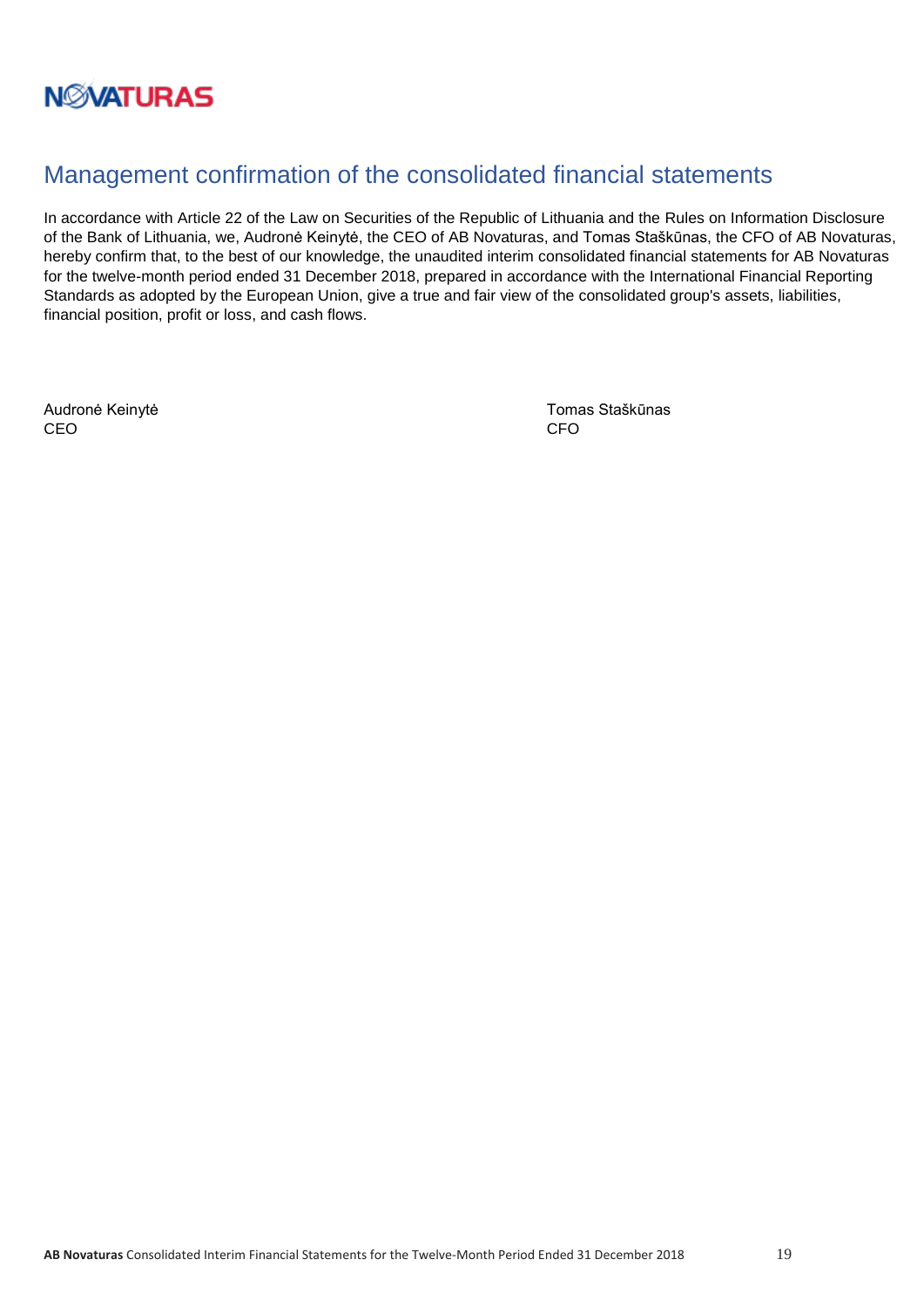# Management confirmation of the consolidated financial statements

In accordance with Article 22 of the Law on Securities of the Republic of Lithuania and the Rules on Information Disclosure of the Bank of Lithuania, we, Audronė Keinytė, the CEO of AB Novaturas, and Tomas Staškūnas, the CFO of AB Novaturas, hereby confirm that, to the best of our knowledge, the unaudited interim consolidated financial statements for AB Novaturas for the twelve-month period ended 31 December 2018, prepared in accordance with the International Financial Reporting Standards as adopted by the European Union, give a true and fair view of the consolidated group's assets, liabilities, financial position, profit or loss, and cash flows.

Audronė Keinytė
CEO

Tomas Staškūnas
CFO